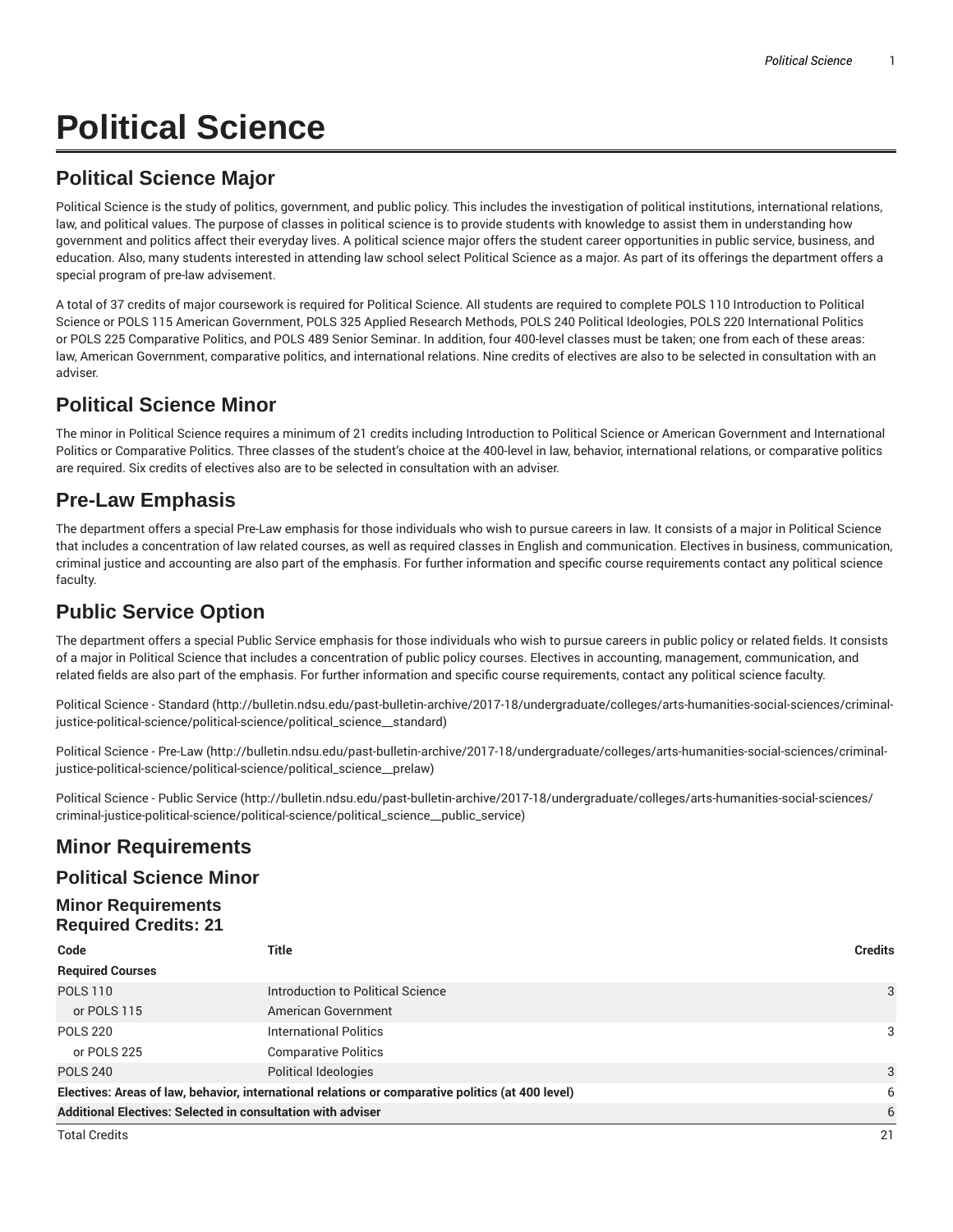# Political Science

## Political Science Major

Political Science is the study of politics, government, and public policy. This includes the investigation of political institutions, international relations, law, and political values. The purpose of classes in political science is to provide students with knowledge to assist them in understanding how government and politics affect their everyday lives. A political science major offers the student career opportunities in public service, business, and education. Also, many students interested in attending law school select Political Science as a major. As part of its offerings the department offers a special program of pre-law advisement.

A total of 37 credits of major coursework is required for Political Science. All students are required to complete POLS 110 Introduction to Political Science or POLS 115 American Government, POLS 325 Applied Research Methods, POLS 240 Political Ideologies, POLS 220 International Politics or POLS 225 Comparative Politics, and POLS 489 Senior Seminar. In addition, four 400-level classes must be taken; one from each of these areas: law, American Government, comparative politics, and international relations. Nine credits of electives are also to be selected in consultation with an adviser.

## Political Science Minor

The minor in Political Science requires a minimum of 21 credits including Introduction to Political Science or American Government and International Politics or Comparative Politics. Three classes of the student's choice at the 400-level in law, behavior, international relations, or comparative politics are required. Six credits of electives also are to be selected in consultation with an adviser.

## Pre-Law Emphasis

The department offers a special Pre-Law emphasis for those individuals who wish to pursue careers in law. It consists of a major in Political Science that includes a concentration of law related courses, as well as required classes in English and communication. Electives in business, communication, criminal justice and accounting are also part of the emphasis. For further information and specific course requirements contact any political science faculty.

## Public Service Option

The department offers a special Public Service emphasis for those individuals who wish to pursue careers in public policy or related fields. It consists of a major in Political Science that includes a concentration of public policy courses. Electives in accounting, management, communication, and related fields are also part of the emphasis. For further information and specific course requirements, contact any political science faculty.

Political Science - Standard (http://bulletin.ndsu.edu/past-bulletin-archive/2017-18/undergraduate/colleges/arts-humanities-social-sciences/criminal-justice-political-science/political-science/political_science__standard)

Political Science - Pre-Law (http://bulletin.ndsu.edu/past-bulletin-archive/2017-18/undergraduate/colleges/arts-humanities-social-sciences/criminal-justice-political-science/political-science/political_science__prelaw)

Political Science - Public Service (http://bulletin.ndsu.edu/past-bulletin-archive/2017-18/undergraduate/colleges/arts-humanities-social-sciences/criminal-justice-political-science/political-science/political_science__public_service)

## Minor Requirements

### Political Science Minor

#### Minor Requirements
#### Required Credits: 21

| Code | Title | Credits |
|---|---|---|
| **Required Courses** | | |
| POLS 110 | Introduction to Political Science | 3 |
| or POLS 115 | American Government | |
| POLS 220 | International Politics | 3 |
| or POLS 225 | Comparative Politics | |
| POLS 240 | Political Ideologies | 3 |
| **Electives: Areas of law, behavior, international relations or comparative politics (at 400 level)** | | 6 |
| **Additional Electives: Selected in consultation with adviser** | | 6 |
| Total Credits | | 21 |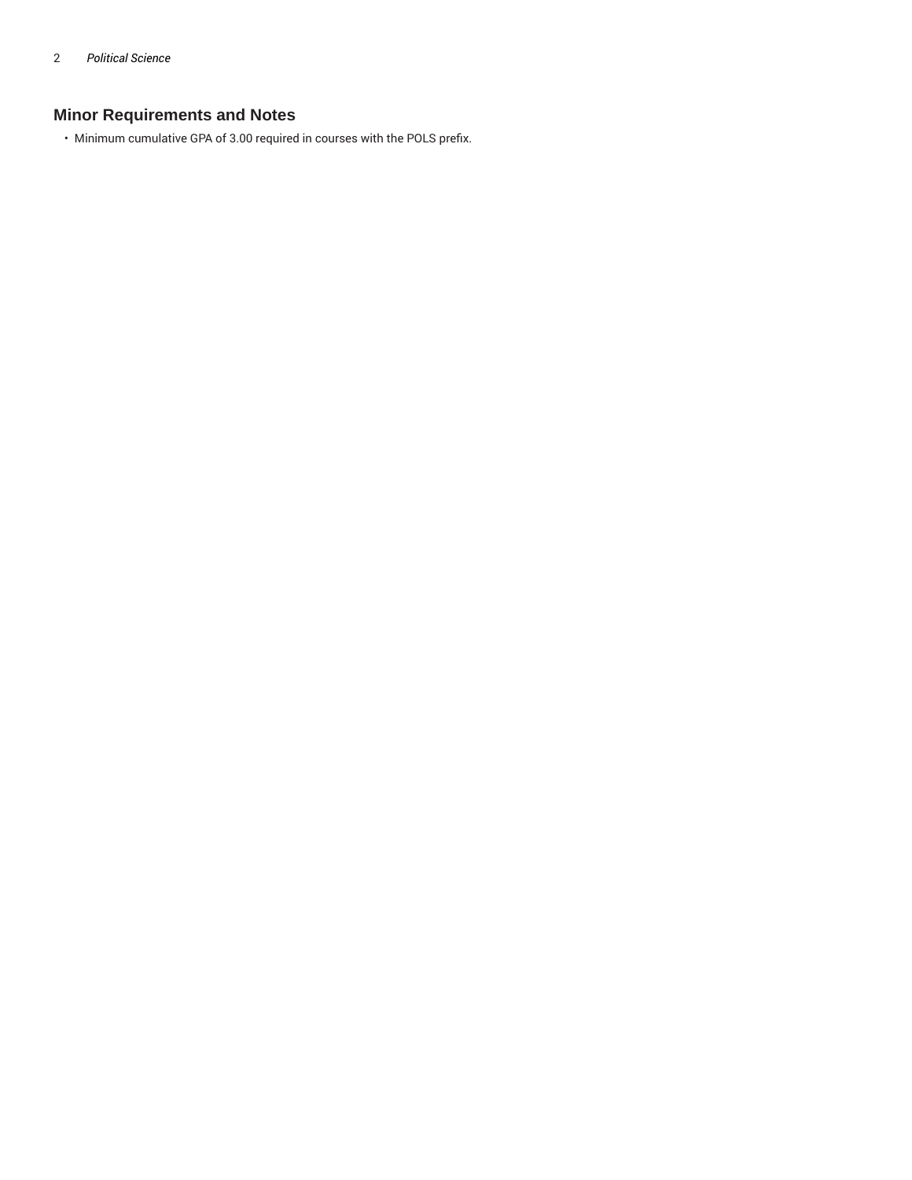## Minor Requirements and Notes

- Minimum cumulative GPA of 3.00 required in courses with the POLS prefix.